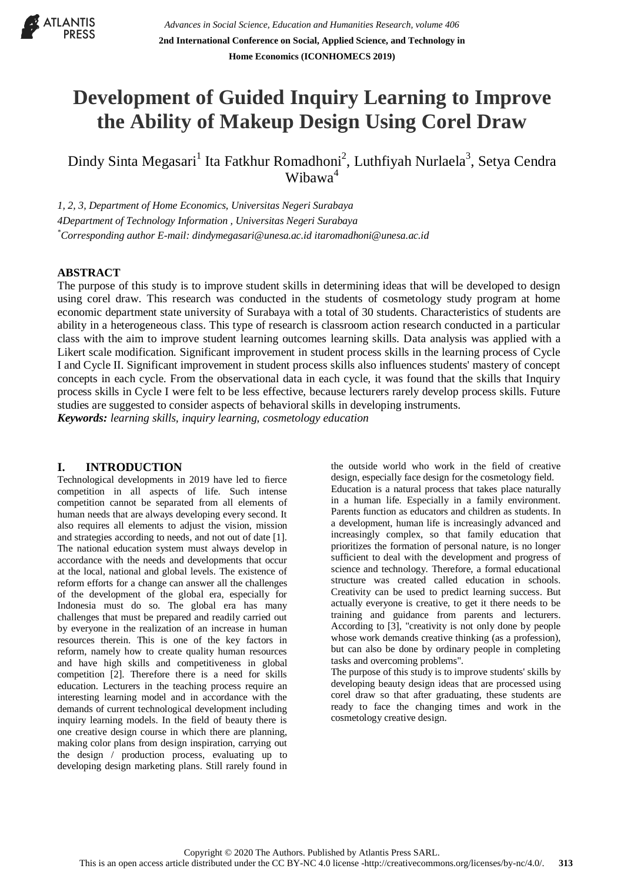# Development of Guided Inquiry Learning to Improve the Ability of Makeup Design Using Corel Draw

Dindy Sinta Megasari[1] Ita Fatkhur Romadhoni[2], Luthfiyah Nurlaela[3], Setya Cendra Wibawa[4]

*1, 2, 3, Department of Home Economics, Universitas Negeri Surabaya*

*4Department of Technology Information , Universitas Negeri Surabaya*

*[*]Corresponding author E-mail: dindymegasari@unesa.ac.id itaromadhoni@unesa.ac.id*

## ABSTRACT

The purpose of this study is to improve student skills in determining ideas that will be developed to design using corel draw. This research was conducted in the students of cosmetology study program at home economic department state university of Surabaya with a total of 30 students. Characteristics of students are ability in a heterogeneous class. This type of research is classroom action research conducted in a particular class with the aim to improve student learning outcomes learning skills. Data analysis was applied with a Likert scale modification. Significant improvement in student process skills in the learning process of Cycle I and Cycle II. Significant improvement in student process skills also influences students' mastery of concept concepts in each cycle. From the observational data in each cycle, it was found that the skills that Inquiry process skills in Cycle I were felt to be less effective, because lecturers rarely develop process skills. Future studies are suggested to consider aspects of behavioral skills in developing instruments.

***Keywords:*** *learning skills, inquiry learning, cosmetology education*

## I. INTRODUCTION

Technological developments in 2019 have led to fierce competition in all aspects of life. Such intense competition cannot be separated from all elements of human needs that are always developing every second. It also requires all elements to adjust the vision, mission and strategies according to needs, and not out of date [1]. The national education system must always develop in accordance with the needs and developments that occur at the local, national and global levels. The existence of reform efforts for a change can answer all the challenges of the development of the global era, especially for Indonesia must do so. The global era has many challenges that must be prepared and readily carried out by everyone in the realization of an increase in human resources therein. This is one of the key factors in reform, namely how to create quality human resources and have high skills and competitiveness in global competition [2]. Therefore there is a need for skills education. Lecturers in the teaching process require an interesting learning model and in accordance with the demands of current technological development including inquiry learning models. In the field of beauty there is one creative design course in which there are planning, making color plans from design inspiration, carrying out the design / production process, evaluating up to developing design marketing plans. Still rarely found in the outside world who work in the field of creative design, especially face design for the cosmetology field.

Education is a natural process that takes place naturally in a human life. Especially in a family environment. Parents function as educators and children as students. In a development, human life is increasingly advanced and increasingly complex, so that family education that prioritizes the formation of personal nature, is no longer sufficient to deal with the development and progress of science and technology. Therefore, a formal educational structure was created called education in schools. Creativity can be used to predict learning success. But actually everyone is creative, to get it there needs to be training and guidance from parents and lecturers. According to [3], "creativity is not only done by people whose work demands creative thinking (as a profession), but can also be done by ordinary people in completing tasks and overcoming problems".

The purpose of this study is to improve students' skills by developing beauty design ideas that are processed using corel draw so that after graduating, these students are ready to face the changing times and work in the cosmetology creative design.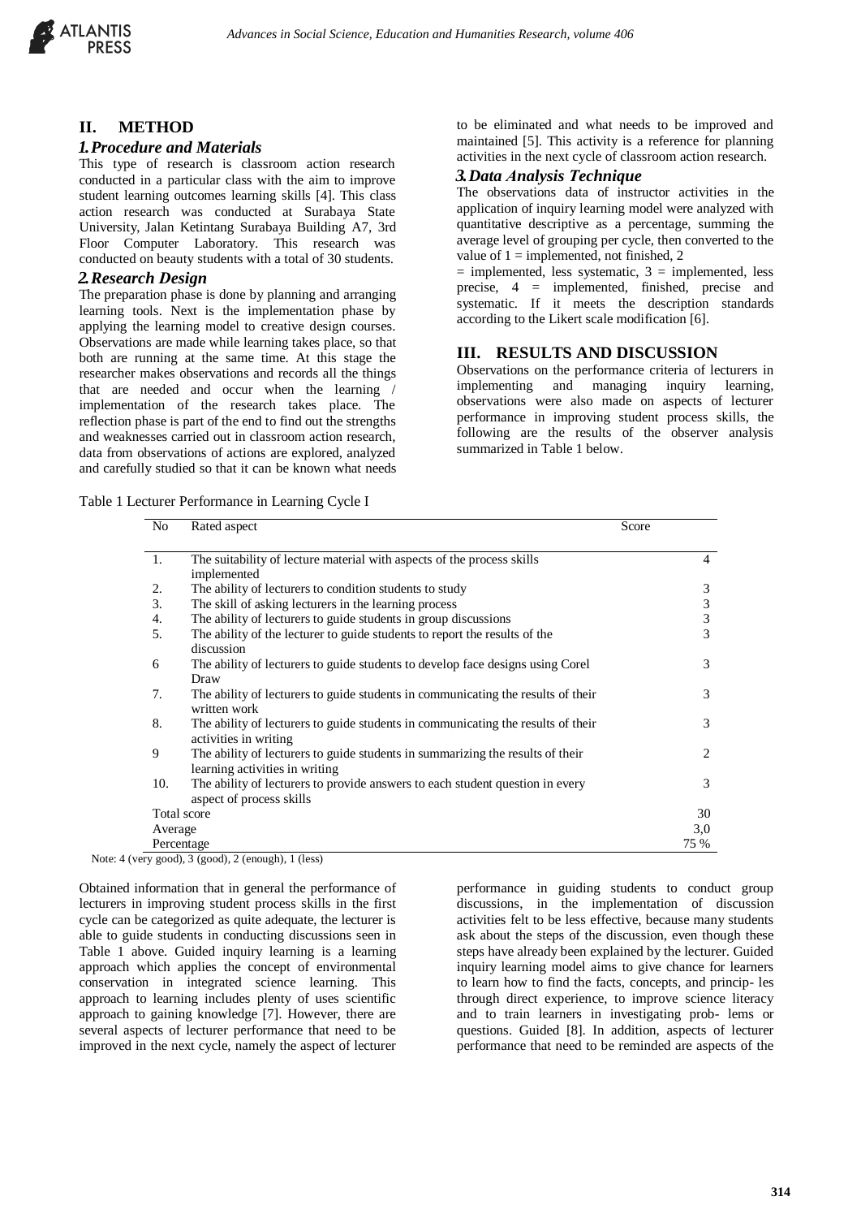## II. METHOD

### 1. Procedure and Materials

This type of research is classroom action research conducted in a particular class with the aim to improve student learning outcomes learning skills [4]. This class action research was conducted at Surabaya State University, Jalan Ketintang Surabaya Building A7, 3rd Floor Computer Laboratory. This research was conducted on beauty students with a total of 30 students.

### 2. Research Design

The preparation phase is done by planning and arranging learning tools. Next is the implementation phase by applying the learning model to creative design courses. Observations are made while learning takes place, so that both are running at the same time. At this stage the researcher makes observations and records all the things that are needed and occur when the learning / implementation of the research takes place. The reflection phase is part of the end to find out the strengths and weaknesses carried out in classroom action research, data from observations of actions are explored, analyzed and carefully studied so that it can be known what needs to be eliminated and what needs to be improved and maintained [5]. This activity is a reference for planning activities in the next cycle of classroom action research.

### 3. Data Analysis Technique

The observations data of instructor activities in the application of inquiry learning model were analyzed with quantitative descriptive as a percentage, summing the average level of grouping per cycle, then converted to the value of 1 = implemented, not finished, 2 = implemented, less systematic, 3 = implemented, less precise, 4 = implemented, finished, precise and systematic. If it meets the description standards according to the Likert scale modification [6].

## III. RESULTS AND DISCUSSION

Observations on the performance criteria of lecturers in implementing and managing inquiry learning, observations were also made on aspects of lecturer performance in improving student process skills, the following are the results of the observer analysis summarized in Table 1 below.

Table 1 Lecturer Performance in Learning Cycle I

| No | Rated aspect | Score |
|---|---|---|
| 1. | The suitability of lecture material with aspects of the process skills implemented | 4 |
| 2. | The ability of lecturers to condition students to study | 3 |
| 3. | The skill of asking lecturers in the learning process | 3 |
| 4. | The ability of lecturers to guide students in group discussions | 3 |
| 5. | The ability of the lecturer to guide students to report the results of the discussion | 3 |
| 6 | The ability of lecturers to guide students to develop face designs using Corel Draw | 3 |
| 7. | The ability of lecturers to guide students in communicating the results of their written work | 3 |
| 8. | The ability of lecturers to guide students in communicating the results of their activities in writing | 3 |
| 9 | The ability of lecturers to guide students in summarizing the results of their learning activities in writing | 2 |
| 10. | The ability of lecturers to provide answers to each student question in every aspect of process skills | 3 |
| Total score | | 30 |
| Average | | 3,0 |
| Percentage | | 75 % |

Note: 4 (very good), 3 (good), 2 (enough), 1 (less)

Obtained information that in general the performance of lecturers in improving student process skills in the first cycle can be categorized as quite adequate, the lecturer is able to guide students in conducting discussions seen in Table 1 above. Guided inquiry learning is a learning approach which applies the concept of environmental conservation in integrated science learning. This approach to learning includes plenty of uses scientific approach to gaining knowledge [7]. However, there are several aspects of lecturer performance that need to be improved in the next cycle, namely the aspect of lecturer performance in guiding students to conduct group discussions, in the implementation of discussion activities felt to be less effective, because many students ask about the steps of the discussion, even though these steps have already been explained by the lecturer. Guided inquiry learning model aims to give chance for learners to learn how to find the facts, concepts, and princip- les through direct experience, to improve science literacy and to train learners in investigating prob- lems or questions. Guided [8]. In addition, aspects of lecturer performance that need to be reminded are aspects of the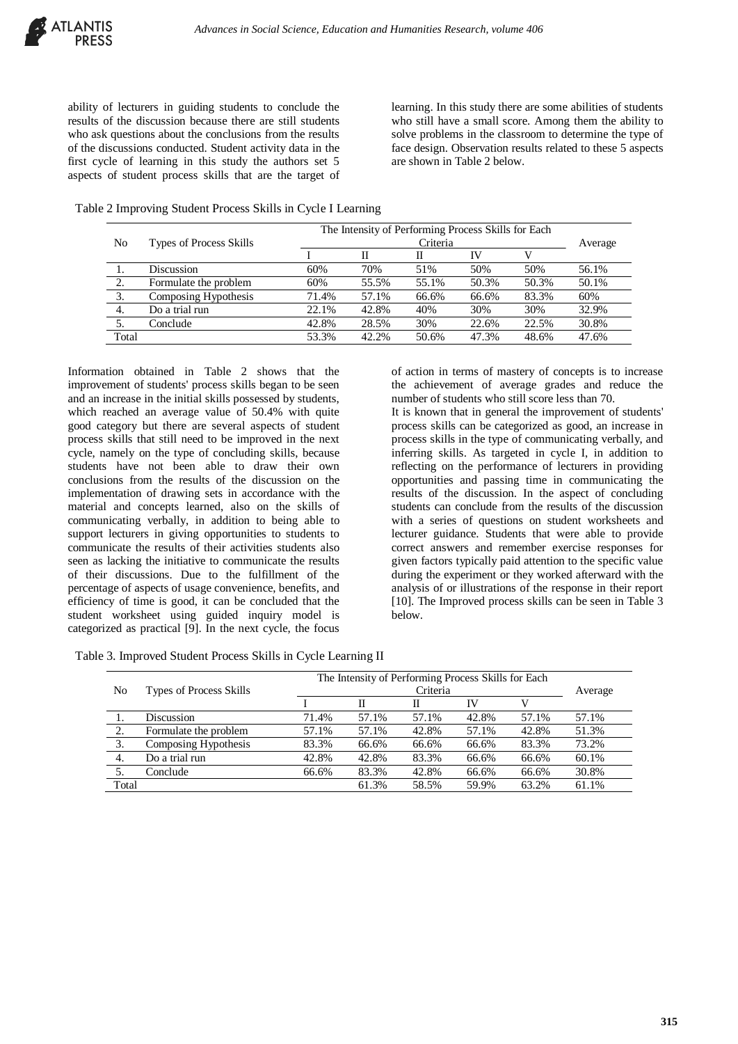ability of lecturers in guiding students to conclude the results of the discussion because there are still students who ask questions about the conclusions from the results of the discussions conducted. Student activity data in the first cycle of learning in this study the authors set 5 aspects of student process skills that are the target of learning. In this study there are some abilities of students who still have a small score. Among them the ability to solve problems in the classroom to determine the type of face design. Observation results related to these 5 aspects are shown in Table 2 below.

Table 2 Improving Student Process Skills in Cycle I Learning

| No | Types of Process Skills | The Intensity of Performing Process Skills for Each Criteria | | | | | Average |
|---|---|---|---|---|---|---|---|
| | | I | II | II | IV | V | |
| 1. | Discussion | 60% | 70% | 51% | 50% | 50% | 56.1% |
| 2. | Formulate the problem | 60% | 55.5% | 55.1% | 50.3% | 50.3% | 50.1% |
| 3. | Composing Hypothesis | 71.4% | 57.1% | 66.6% | 66.6% | 83.3% | 60% |
| 4. | Do a trial run | 22.1% | 42.8% | 40% | 30% | 30% | 32.9% |
| 5. | Conclude | 42.8% | 28.5% | 30% | 22.6% | 22.5% | 30.8% |
| Total | | 53.3% | 42.2% | 50.6% | 47.3% | 48.6% | 47.6% |

Information obtained in Table 2 shows that the improvement of students' process skills began to be seen and an increase in the initial skills possessed by students, which reached an average value of 50.4% with quite good category but there are several aspects of student process skills that still need to be improved in the next cycle, namely on the type of concluding skills, because students have not been able to draw their own conclusions from the results of the discussion on the implementation of drawing sets in accordance with the material and concepts learned, also on the skills of communicating verbally, in addition to being able to support lecturers in giving opportunities to students to communicate the results of their activities students also seen as lacking the initiative to communicate the results of their discussions. Due to the fulfillment of the percentage of aspects of usage convenience, benefits, and efficiency of time is good, it can be concluded that the student worksheet using guided inquiry model is categorized as practical [9]. In the next cycle, the focus of action in terms of mastery of concepts is to increase the achievement of average grades and reduce the number of students who still score less than 70.

It is known that in general the improvement of students' process skills can be categorized as good, an increase in process skills in the type of communicating verbally, and inferring skills. As targeted in cycle I, in addition to reflecting on the performance of lecturers in providing opportunities and passing time in communicating the results of the discussion. In the aspect of concluding students can conclude from the results of the discussion with a series of questions on student worksheets and lecturer guidance. Students that were able to provide correct answers and remember exercise responses for given factors typically paid attention to the specific value during the experiment or they worked afterward with the analysis of or illustrations of the response in their report [10]. The Improved process skills can be seen in Table 3 below.

Table 3. Improved Student Process Skills in Cycle Learning II

| No | Types of Process Skills | The Intensity of Performing Process Skills for Each Criteria | | | | | Average |
|---|---|---|---|---|---|---|---|
| | | I | II | II | IV | V | |
| 1. | Discussion | 71.4% | 57.1% | 57.1% | 42.8% | 57.1% | 57.1% |
| 2. | Formulate the problem | 57.1% | 57.1% | 42.8% | 57.1% | 42.8% | 51.3% |
| 3. | Composing Hypothesis | 83.3% | 66.6% | 66.6% | 66.6% | 83.3% | 73.2% |
| 4. | Do a trial run | 42.8% | 42.8% | 83.3% | 66.6% | 66.6% | 60.1% |
| 5. | Conclude | 66.6% | 83.3% | 42.8% | 66.6% | 66.6% | 30.8% |
| Total | | | 61.3% | 58.5% | 59.9% | 63.2% | 61.1% |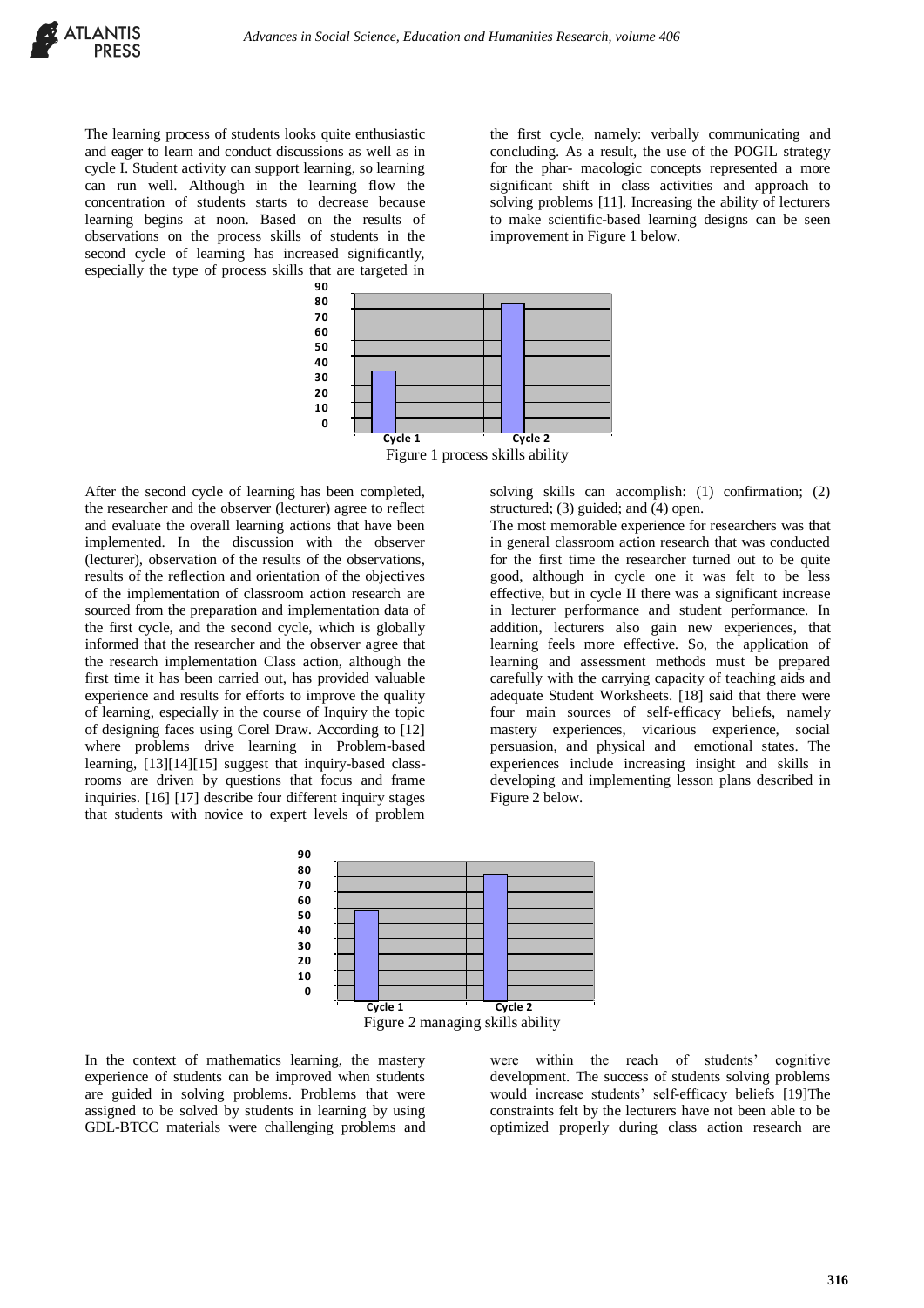The learning process of students looks quite enthusiastic and eager to learn and conduct discussions as well as in cycle I. Student activity can support learning, so learning can run well. Although in the learning flow the concentration of students starts to decrease because learning begins at noon. Based on the results of observations on the process skills of students in the second cycle of learning has increased significantly, especially the type of process skills that are targeted in the first cycle, namely: verbally communicating and concluding. As a result, the use of the POGIL strategy for the phar- macologic concepts represented a more significant shift in class activities and approach to solving problems [11]. Increasing the ability of lecturers to make scientific-based learning designs can be seen improvement in Figure 1 below.

Figure 1 process skills ability

After the second cycle of learning has been completed, the researcher and the observer (lecturer) agree to reflect and evaluate the overall learning actions that have been implemented. In the discussion with the observer (lecturer), observation of the results of the observations, results of the reflection and orientation of the objectives of the implementation of classroom action research are sourced from the preparation and implementation data of the first cycle, and the second cycle, which is globally informed that the researcher and the observer agree that the research implementation Class action, although the first time it has been carried out, has provided valuable experience and results for efforts to improve the quality of learning, especially in the course of Inquiry the topic of designing faces using Corel Draw. According to [12] where problems drive learning in Problem-based learning, [13][14][15] suggest that inquiry-based class- rooms are driven by questions that focus and frame inquiries. [16] [17] describe four different inquiry stages that students with novice to expert levels of problem solving skills can accomplish: (1) confirmation; (2) structured; (3) guided; and (4) open.

The most memorable experience for researchers was that in general classroom action research that was conducted for the first time the researcher turned out to be quite good, although in cycle one it was felt to be less effective, but in cycle II there was a significant increase in lecturer performance and student performance. In addition, lecturers also gain new experiences, that learning feels more effective. So, the application of learning and assessment methods must be prepared carefully with the carrying capacity of teaching aids and adequate Student Worksheets. [18] said that there were four main sources of self-efficacy beliefs, namely mastery experiences, vicarious experience, social persuasion, and physical and emotional states. The experiences include increasing insight and skills in developing and implementing lesson plans described in Figure 2 below.

Figure 2 managing skills ability

In the context of mathematics learning, the mastery experience of students can be improved when students are guided in solving problems. Problems that were assigned to be solved by students in learning by using GDL-BTCC materials were challenging problems and were within the reach of students' cognitive development. The success of students solving problems would increase students' self-efficacy beliefs [19]The constraints felt by the lecturers have not been able to be optimized properly during class action research are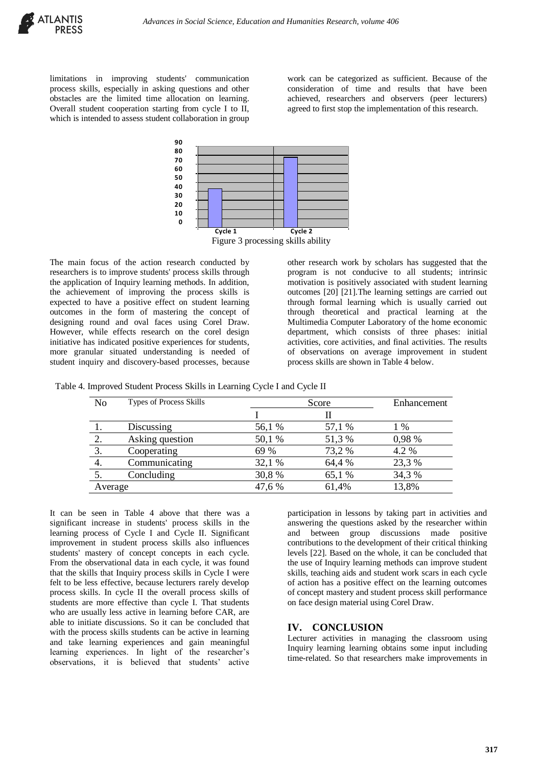limitations in improving students' communication process skills, especially in asking questions and other obstacles are the limited time allocation on learning. Overall student cooperation starting from cycle I to II, which is intended to assess student collaboration in group work can be categorized as sufficient. Because of the consideration of time and results that have been achieved, researchers and observers (peer lecturers) agreed to first stop the implementation of this research.

Figure 3 processing skills ability

The main focus of the action research conducted by researchers is to improve students' process skills through the application of Inquiry learning methods. In addition, the achievement of improving the process skills is expected to have a positive effect on student learning outcomes in the form of mastering the concept of designing round and oval faces using Corel Draw. However, while effects research on the corel design initiative has indicated positive experiences for students, more granular situated understanding is needed of student inquiry and discovery-based processes, because other research work by scholars has suggested that the program is not conducive to all students; intrinsic motivation is positively associated with student learning outcomes [20] [21].The learning settings are carried out through formal learning which is usually carried out through theoretical and practical learning at the Multimedia Computer Laboratory of the home economic department, which consists of three phases: initial activities, core activities, and final activities. The results of observations on average improvement in student process skills are shown in Table 4 below.

Table 4. Improved Student Process Skills in Learning Cycle I and Cycle II

| No | Types of Process Skills | Score | | Enhancement |
|---|---|---|---|---|
| | | I | II | |
| 1. | Discussing | 56,1 % | 57,1 % | 1 % |
| 2. | Asking question | 50,1 % | 51,3 % | 0,98 % |
| 3. | Cooperating | 69 % | 73,2 % | 4.2 % |
| 4. | Communicating | 32,1 % | 64,4 % | 23,3 % |
| 5. | Concluding | 30,8 % | 65,1 % | 34,3 % |
| Average | | 47,6 % | 61,4% | 13,8% |

It can be seen in Table 4 above that there was a significant increase in students' process skills in the learning process of Cycle I and Cycle II. Significant improvement in student process skills also influences students' mastery of concept concepts in each cycle. From the observational data in each cycle, it was found that the skills that Inquiry process skills in Cycle I were felt to be less effective, because lecturers rarely develop process skills. In cycle II the overall process skills of students are more effective than cycle I. That students who are usually less active in learning before CAR, are able to initiate discussions. So it can be concluded that with the process skills students can be active in learning and take learning experiences and gain meaningful learning experiences. In light of the researcher's observations, it is believed that students' active participation in lessons by taking part in activities and answering the questions asked by the researcher within and between group discussions made positive contributions to the development of their critical thinking levels [22]. Based on the whole, it can be concluded that the use of Inquiry learning methods can improve student skills, teaching aids and student work scars in each cycle of action has a positive effect on the learning outcomes of concept mastery and student process skill performance on face design material using Corel Draw.

## IV. CONCLUSION

Lecturer activities in managing the classroom using Inquiry learning learning obtains some input including time-related. So that researchers make improvements in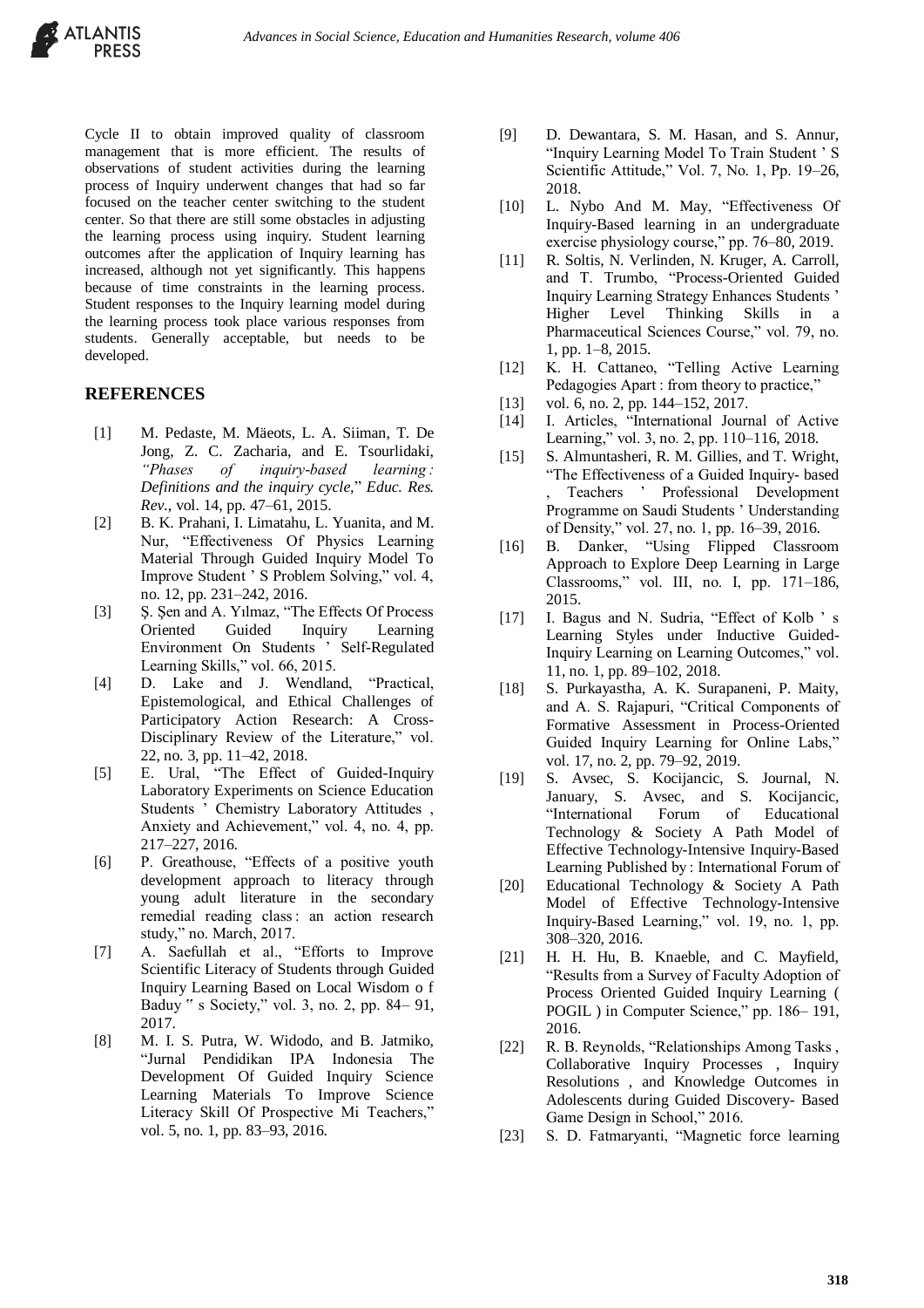Cycle II to obtain improved quality of classroom management that is more efficient. The results of observations of student activities during the learning process of Inquiry underwent changes that had so far focused on the teacher center switching to the student center. So that there are still some obstacles in adjusting the learning process using inquiry. Student learning outcomes after the application of Inquiry learning has increased, although not yet significantly. This happens because of time constraints in the learning process. Student responses to the Inquiry learning model during the learning process took place various responses from students. Generally acceptable, but needs to be developed.

## REFERENCES

[1] M. Pedaste, M. Mäeots, L. A. Siiman, T. De Jong, Z. C. Zacharia, and E. Tsourlidaki, *"Phases of inquiry-based learning : Definitions and the inquiry cycle,"* *Educ. Res. Rev.*, vol. 14, pp. 47–61, 2015.

[2] B. K. Prahani, I. Limatahu, L. Yuanita, and M. Nur, "Effectiveness Of Physics Learning Material Through Guided Inquiry Model To Improve Student ' S Problem Solving," vol. 4, no. 12, pp. 231–242, 2016.

[3] Ş. Şen and A. Yılmaz, "The Effects Of Process Oriented Guided Inquiry Learning Environment On Students ' Self-Regulated Learning Skills," vol. 66, 2015.

[4] D. Lake and J. Wendland, "Practical, Epistemological, and Ethical Challenges of Participatory Action Research: A Cross-Disciplinary Review of the Literature," vol. 22, no. 3, pp. 11–42, 2018.

[5] E. Ural, "The Effect of Guided-Inquiry Laboratory Experiments on Science Education Students ' Chemistry Laboratory Attitudes , Anxiety and Achievement," vol. 4, no. 4, pp. 217–227, 2016.

[6] P. Greathouse, "Effects of a positive youth development approach to literacy through young adult literature in the secondary remedial reading class : an action research study," no. March, 2017.

[7] A. Saefullah et al., "Efforts to Improve Scientific Literacy of Students through Guided Inquiry Learning Based on Local Wisdom o f Baduy " s Society," vol. 3, no. 2, pp. 84– 91, 2017.

[8] M. I. S. Putra, W. Widodo, and B. Jatmiko, "Jurnal Pendidikan IPA Indonesia The Development Of Guided Inquiry Science Learning Materials To Improve Science Literacy Skill Of Prospective Mi Teachers," vol. 5, no. 1, pp. 83–93, 2016.

[9] D. Dewantara, S. M. Hasan, and S. Annur, "Inquiry Learning Model To Train Student ' S Scientific Attitude," Vol. 7, No. 1, Pp. 19–26, 2018.

[10] L. Nybo And M. May, "Effectiveness Of Inquiry-Based learning in an undergraduate exercise physiology course," pp. 76–80, 2019.

[11] R. Soltis, N. Verlinden, N. Kruger, A. Carroll, and T. Trumbo, "Process-Oriented Guided Inquiry Learning Strategy Enhances Students ' Higher Level Thinking Skills in a Pharmaceutical Sciences Course," vol. 79, no. 1, pp. 1–8, 2015.

[12] K. H. Cattaneo, "Telling Active Learning Pedagogies Apart : from theory to practice,"

[13] vol. 6, no. 2, pp. 144–152, 2017.

[14] I. Articles, "International Journal of Active Learning," vol. 3, no. 2, pp. 110–116, 2018.

[15] S. Almuntasheri, R. M. Gillies, and T. Wright, "The Effectiveness of a Guided Inquiry- based , Teachers ' Professional Development Programme on Saudi Students ' Understanding of Density," vol. 27, no. 1, pp. 16–39, 2016.

[16] B. Danker, "Using Flipped Classroom Approach to Explore Deep Learning in Large Classrooms," vol. III, no. I, pp. 171–186, 2015.

[17] I. Bagus and N. Sudria, "Effect of Kolb ' s Learning Styles under Inductive Guided-Inquiry Learning on Learning Outcomes," vol. 11, no. 1, pp. 89–102, 2018.

[18] S. Purkayastha, A. K. Surapaneni, P. Maity, and A. S. Rajapuri, "Critical Components of Formative Assessment in Process-Oriented Guided Inquiry Learning for Online Labs," vol. 17, no. 2, pp. 79–92, 2019.

[19] S. Avsec, S. Kocijancic, S. Journal, N. January, S. Avsec, and S. Kocijancic, "International Forum of Educational Technology & Society A Path Model of Effective Technology-Intensive Inquiry-Based Learning Published by : International Forum of

[20] Educational Technology & Society A Path Model of Effective Technology-Intensive Inquiry-Based Learning," vol. 19, no. 1, pp. 308–320, 2016.

[21] H. H. Hu, B. Knaeble, and C. Mayfield, "Results from a Survey of Faculty Adoption of Process Oriented Guided Inquiry Learning ( POGIL ) in Computer Science," pp. 186– 191, 2016.

[22] R. B. Reynolds, "Relationships Among Tasks , Collaborative Inquiry Processes , Inquiry Resolutions , and Knowledge Outcomes in Adolescents during Guided Discovery- Based Game Design in School," 2016.

[23] S. D. Fatmaryanti, "Magnetic force learning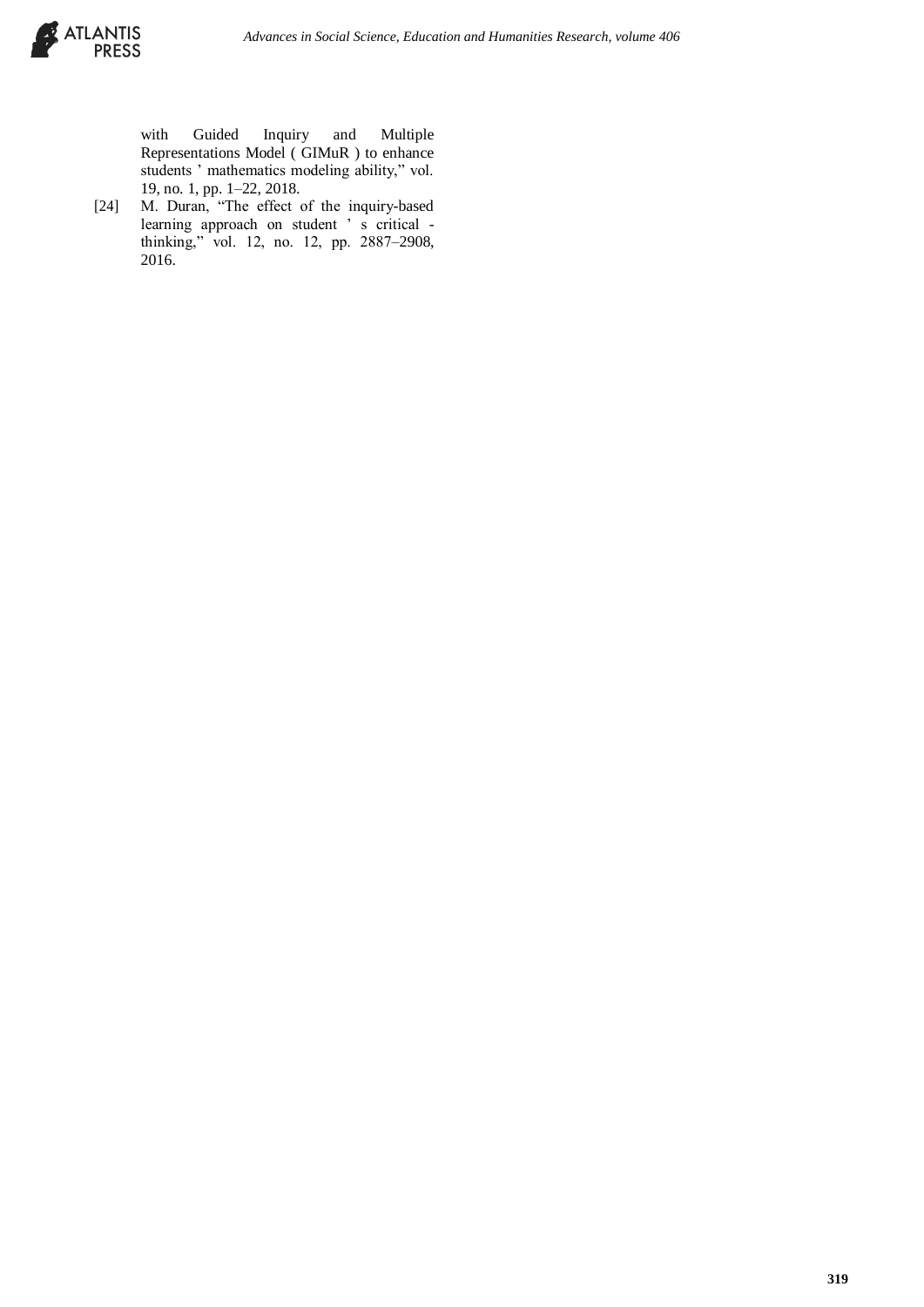with Guided Inquiry and Multiple Representations Model ( GIMuR ) to enhance students ' mathematics modeling ability," vol. 19, no. 1, pp. 1–22, 2018.

[24] M. Duran, "The effect of the inquiry-based learning approach on student ' s critical - thinking," vol. 12, no. 12, pp. 2887–2908, 2016.